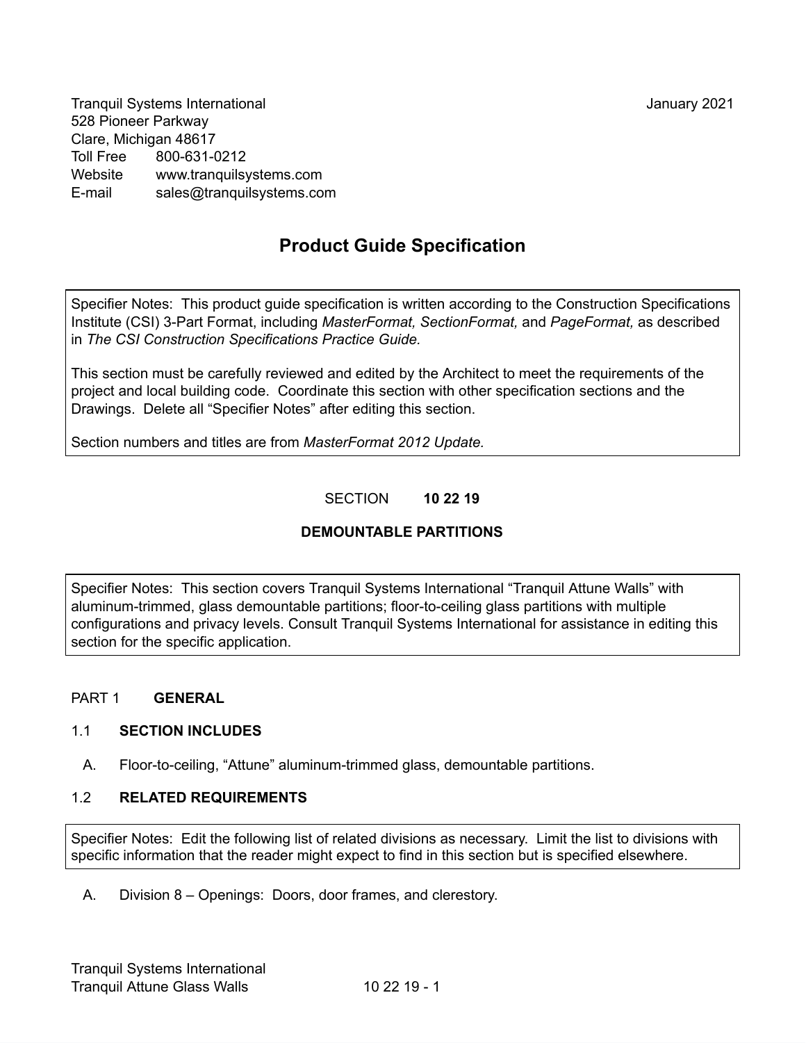Tranquil Systems International
528 Pioneer Parkway
Clare, Michigan 48617
Toll Free 800-631-0212
Website www.tranquilsystems.com
E-mail sales@tranquilsystems.com

January 2021

# Product Guide Specification

> Specifier Notes: This product guide specification is written according to the Construction Specifications Institute (CSI) 3-Part Format, including *MasterFormat, SectionFormat,* and *PageFormat,* as described in *The CSI Construction Specifications Practice Guide.*
>
> This section must be carefully reviewed and edited by the Architect to meet the requirements of the project and local building code. Coordinate this section with other specification sections and the Drawings. Delete all "Specifier Notes" after editing this section.
>
> Section numbers and titles are from *MasterFormat 2012 Update.*

## SECTION **10 22 19**

## DEMOUNTABLE PARTITIONS

> Specifier Notes: This section covers Tranquil Systems International "Tranquil Attune Walls" with aluminum-trimmed, glass demountable partitions; floor-to-ceiling glass partitions with multiple configurations and privacy levels. Consult Tranquil Systems International for assistance in editing this section for the specific application.

## PART 1 **GENERAL**

### 1.1 **SECTION INCLUDES**

A. Floor-to-ceiling, "Attune" aluminum-trimmed glass, demountable partitions.

### 1.2 **RELATED REQUIREMENTS**

> Specifier Notes: Edit the following list of related divisions as necessary. Limit the list to divisions with specific information that the reader might expect to find in this section but is specified elsewhere.

A. Division 8 – Openings: Doors, door frames, and clerestory.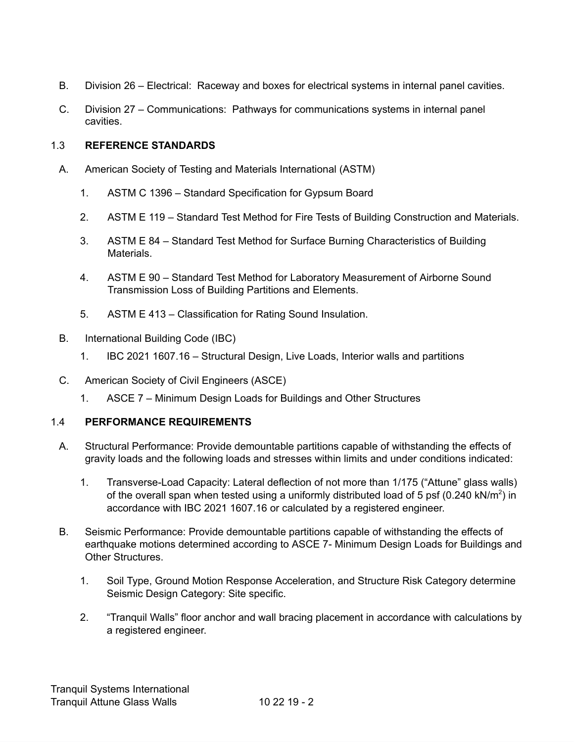B. Division 26 – Electrical: Raceway and boxes for electrical systems in internal panel cavities.

C. Division 27 – Communications: Pathways for communications systems in internal panel cavities.

## 1.3 REFERENCE STANDARDS

A. American Society of Testing and Materials International (ASTM)

1. ASTM C 1396 – Standard Specification for Gypsum Board
2. ASTM E 119 – Standard Test Method for Fire Tests of Building Construction and Materials.
3. ASTM E 84 – Standard Test Method for Surface Burning Characteristics of Building Materials.
4. ASTM E 90 – Standard Test Method for Laboratory Measurement of Airborne Sound Transmission Loss of Building Partitions and Elements.
5. ASTM E 413 – Classification for Rating Sound Insulation.

B. International Building Code (IBC)

1. IBC 2021 1607.16 – Structural Design, Live Loads, Interior walls and partitions

C. American Society of Civil Engineers (ASCE)

1. ASCE 7 – Minimum Design Loads for Buildings and Other Structures

## 1.4 PERFORMANCE REQUIREMENTS

A. Structural Performance: Provide demountable partitions capable of withstanding the effects of gravity loads and the following loads and stresses within limits and under conditions indicated:

1. Transverse-Load Capacity: Lateral deflection of not more than 1/175 ("Attune" glass walls) of the overall span when tested using a uniformly distributed load of 5 psf (0.240 kN/$m^2$) in accordance with IBC 2021 1607.16 or calculated by a registered engineer.

B. Seismic Performance: Provide demountable partitions capable of withstanding the effects of earthquake motions determined according to ASCE 7- Minimum Design Loads for Buildings and Other Structures.

1. Soil Type, Ground Motion Response Acceleration, and Structure Risk Category determine Seismic Design Category: Site specific.
2. "Tranquil Walls" floor anchor and wall bracing placement in accordance with calculations by a registered engineer.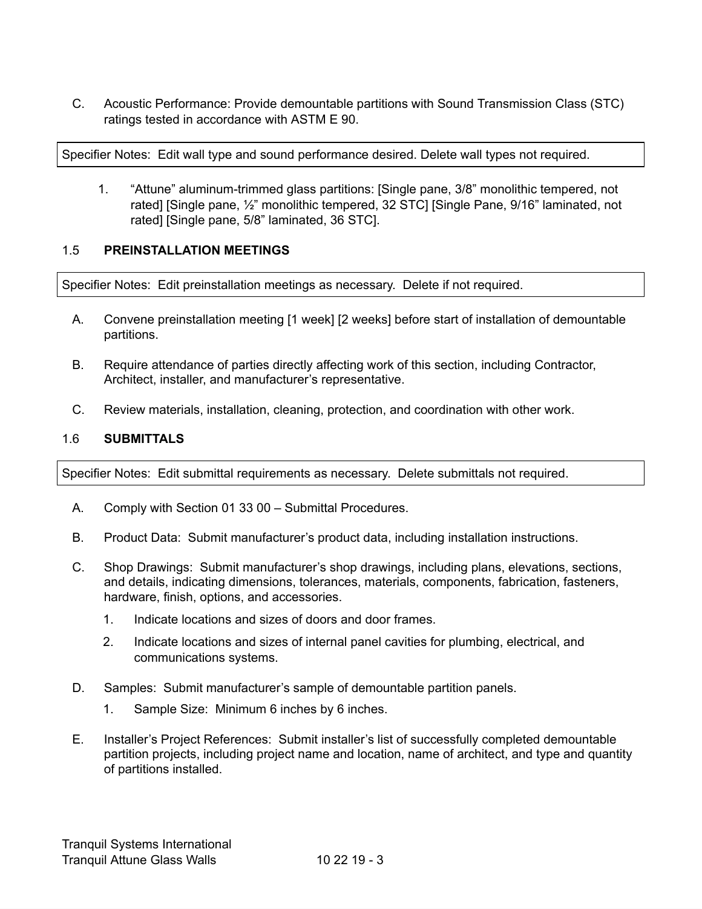C. Acoustic Performance: Provide demountable partitions with Sound Transmission Class (STC) ratings tested in accordance with ASTM E 90.

> Specifier Notes: Edit wall type and sound performance desired. Delete wall types not required.

1. "Attune" aluminum-trimmed glass partitions: [Single pane, 3/8" monolithic tempered, not rated] [Single pane, ½" monolithic tempered, 32 STC] [Single Pane, 9/16" laminated, not rated] [Single pane, 5/8" laminated, 36 STC].

## 1.5 **PREINSTALLATION MEETINGS**

> Specifier Notes: Edit preinstallation meetings as necessary. Delete if not required.

A. Convene preinstallation meeting [1 week] [2 weeks] before start of installation of demountable partitions.

B. Require attendance of parties directly affecting work of this section, including Contractor, Architect, installer, and manufacturer's representative.

C. Review materials, installation, cleaning, protection, and coordination with other work.

## 1.6 **SUBMITTALS**

> Specifier Notes: Edit submittal requirements as necessary. Delete submittals not required.

A. Comply with Section 01 33 00 – Submittal Procedures.

B. Product Data: Submit manufacturer's product data, including installation instructions.

C. Shop Drawings: Submit manufacturer's shop drawings, including plans, elevations, sections, and details, indicating dimensions, tolerances, materials, components, fabrication, fasteners, hardware, finish, options, and accessories.

   1. Indicate locations and sizes of doors and door frames.
   2. Indicate locations and sizes of internal panel cavities for plumbing, electrical, and communications systems.

D. Samples: Submit manufacturer's sample of demountable partition panels.

   1. Sample Size: Minimum 6 inches by 6 inches.

E. Installer's Project References: Submit installer's list of successfully completed demountable partition projects, including project name and location, name of architect, and type and quantity of partitions installed.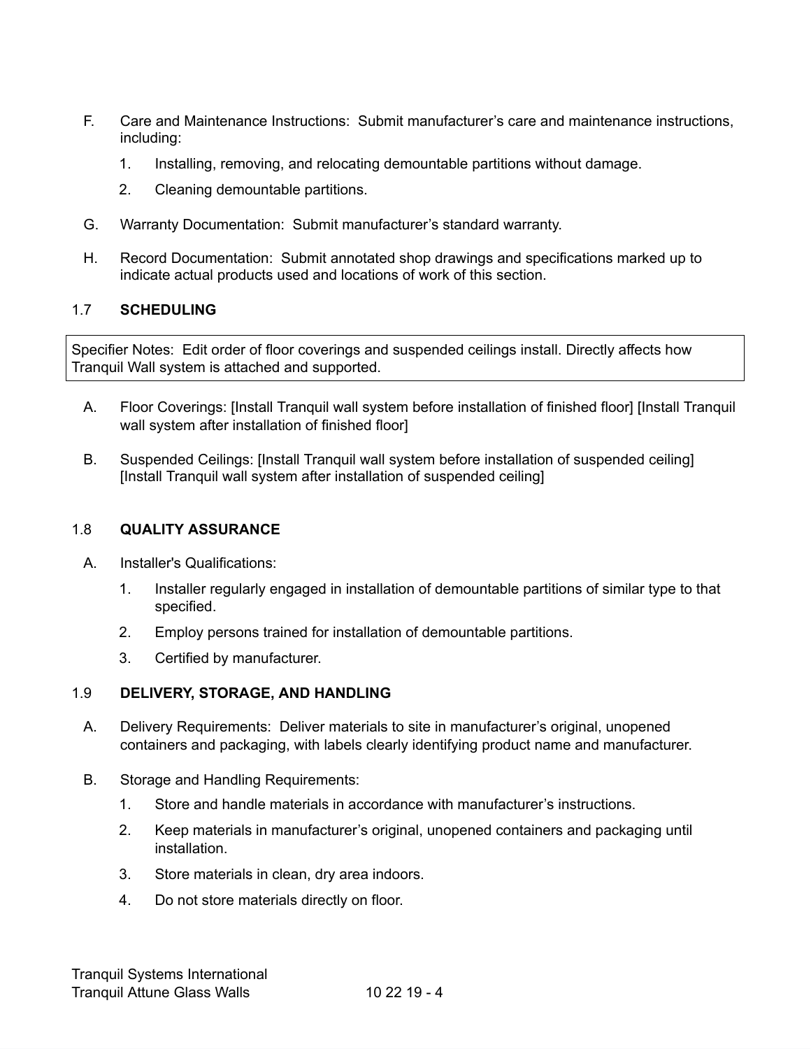F. Care and Maintenance Instructions: Submit manufacturer's care and maintenance instructions, including:

   1. Installing, removing, and relocating demountable partitions without damage.
   2. Cleaning demountable partitions.

G. Warranty Documentation: Submit manufacturer's standard warranty.

H. Record Documentation: Submit annotated shop drawings and specifications marked up to indicate actual products used and locations of work of this section.

## 1.7 SCHEDULING

> Specifier Notes: Edit order of floor coverings and suspended ceilings install. Directly affects how Tranquil Wall system is attached and supported.

A. Floor Coverings: [Install Tranquil wall system before installation of finished floor] [Install Tranquil wall system after installation of finished floor]

B. Suspended Ceilings: [Install Tranquil wall system before installation of suspended ceiling] [Install Tranquil wall system after installation of suspended ceiling]

## 1.8 QUALITY ASSURANCE

A. Installer's Qualifications:

   1. Installer regularly engaged in installation of demountable partitions of similar type to that specified.
   2. Employ persons trained for installation of demountable partitions.
   3. Certified by manufacturer.

## 1.9 DELIVERY, STORAGE, AND HANDLING

A. Delivery Requirements: Deliver materials to site in manufacturer's original, unopened containers and packaging, with labels clearly identifying product name and manufacturer.

B. Storage and Handling Requirements:

   1. Store and handle materials in accordance with manufacturer's instructions.
   2. Keep materials in manufacturer's original, unopened containers and packaging until installation.
   3. Store materials in clean, dry area indoors.
   4. Do not store materials directly on floor.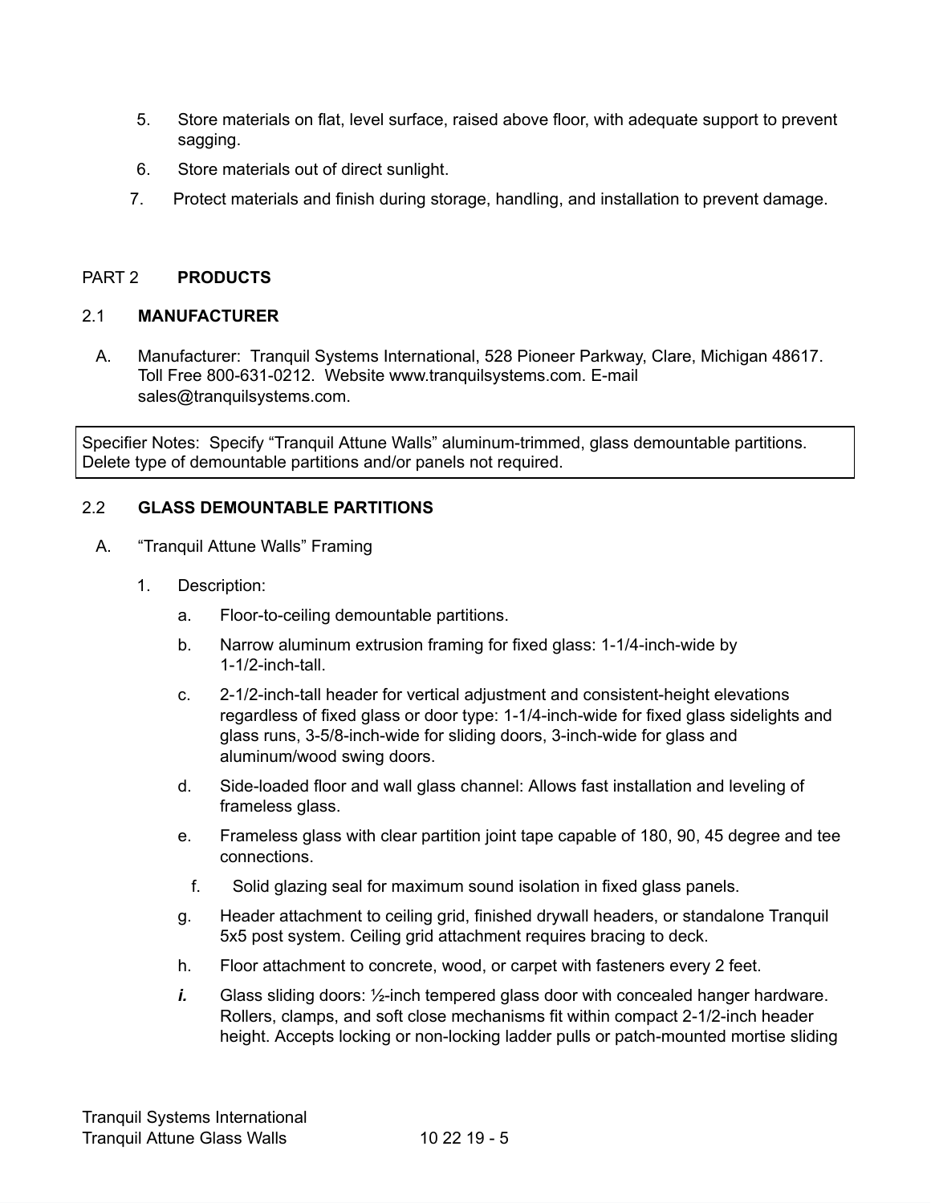5. Store materials on flat, level surface, raised above floor, with adequate support to prevent sagging.
6. Store materials out of direct sunlight.
7. Protect materials and finish during storage, handling, and installation to prevent damage.

## PART 2 **PRODUCTS**

### 2.1 **MANUFACTURER**

A. Manufacturer: Tranquil Systems International, 528 Pioneer Parkway, Clare, Michigan 48617. Toll Free 800-631-0212. Website www.tranquilsystems.com. E-mail sales@tranquilsystems.com.

> Specifier Notes: Specify "Tranquil Attune Walls" aluminum-trimmed, glass demountable partitions. Delete type of demountable partitions and/or panels not required.

### 2.2 **GLASS DEMOUNTABLE PARTITIONS**

A. "Tranquil Attune Walls" Framing

1. Description:

   a. Floor-to-ceiling demountable partitions.

   b. Narrow aluminum extrusion framing for fixed glass: 1-1/4-inch-wide by 1-1/2-inch-tall.

   c. 2-1/2-inch-tall header for vertical adjustment and consistent-height elevations regardless of fixed glass or door type: 1-1/4-inch-wide for fixed glass sidelights and glass runs, 3-5/8-inch-wide for sliding doors, 3-inch-wide for glass and aluminum/wood swing doors.

   d. Side-loaded floor and wall glass channel: Allows fast installation and leveling of frameless glass.

   e. Frameless glass with clear partition joint tape capable of 180, 90, 45 degree and tee connections.

   f. Solid glazing seal for maximum sound isolation in fixed glass panels.

   g. Header attachment to ceiling grid, finished drywall headers, or standalone Tranquil 5x5 post system. Ceiling grid attachment requires bracing to deck.

   h. Floor attachment to concrete, wood, or carpet with fasteners every 2 feet.

   ***i.*** Glass sliding doors: ½-inch tempered glass door with concealed hanger hardware. Rollers, clamps, and soft close mechanisms fit within compact 2-1/2-inch header height. Accepts locking or non-locking ladder pulls or patch-mounted mortise sliding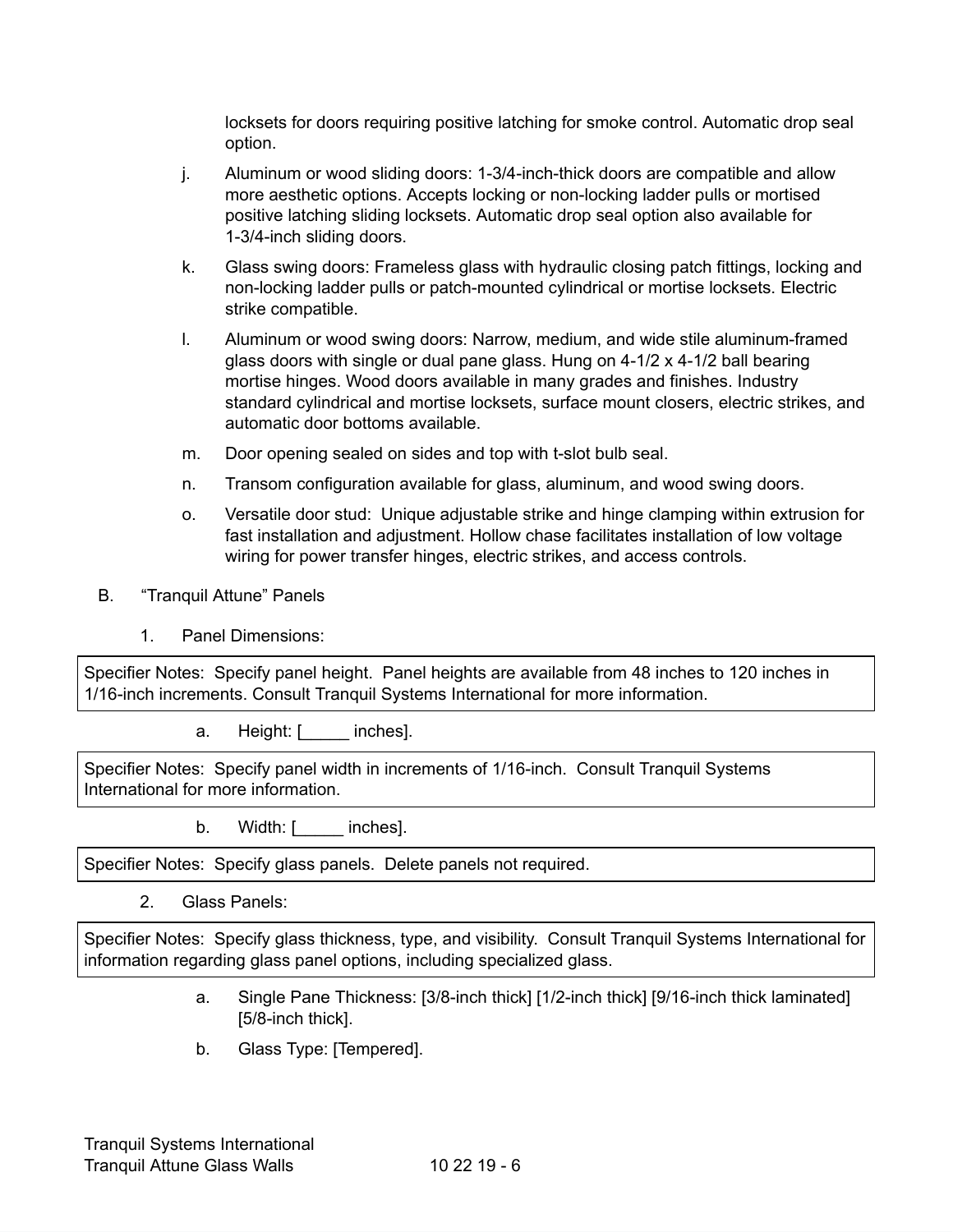locksets for doors requiring positive latching for smoke control. Automatic drop seal option.

j. Aluminum or wood sliding doors: 1-3/4-inch-thick doors are compatible and allow more aesthetic options. Accepts locking or non-locking ladder pulls or mortised positive latching sliding locksets. Automatic drop seal option also available for 1-3/4-inch sliding doors.

k. Glass swing doors: Frameless glass with hydraulic closing patch fittings, locking and non-locking ladder pulls or patch-mounted cylindrical or mortise locksets. Electric strike compatible.

l. Aluminum or wood swing doors: Narrow, medium, and wide stile aluminum-framed glass doors with single or dual pane glass. Hung on 4-1/2 x 4-1/2 ball bearing mortise hinges. Wood doors available in many grades and finishes. Industry standard cylindrical and mortise locksets, surface mount closers, electric strikes, and automatic door bottoms available.

m. Door opening sealed on sides and top with t-slot bulb seal.

n. Transom configuration available for glass, aluminum, and wood swing doors.

o. Versatile door stud: Unique adjustable strike and hinge clamping within extrusion for fast installation and adjustment. Hollow chase facilitates installation of low voltage wiring for power transfer hinges, electric strikes, and access controls.

B. "Tranquil Attune" Panels

1. Panel Dimensions:

> Specifier Notes: Specify panel height. Panel heights are available from 48 inches to 120 inches in 1/16-inch increments. Consult Tranquil Systems International for more information.

a. Height: [_____ inches].

> Specifier Notes: Specify panel width in increments of 1/16-inch. Consult Tranquil Systems International for more information.

b. Width: [_____ inches].

> Specifier Notes: Specify glass panels. Delete panels not required.

2. Glass Panels:

> Specifier Notes: Specify glass thickness, type, and visibility. Consult Tranquil Systems International for information regarding glass panel options, including specialized glass.

a. Single Pane Thickness: [3/8-inch thick] [1/2-inch thick] [9/16-inch thick laminated] [5/8-inch thick].

b. Glass Type: [Tempered].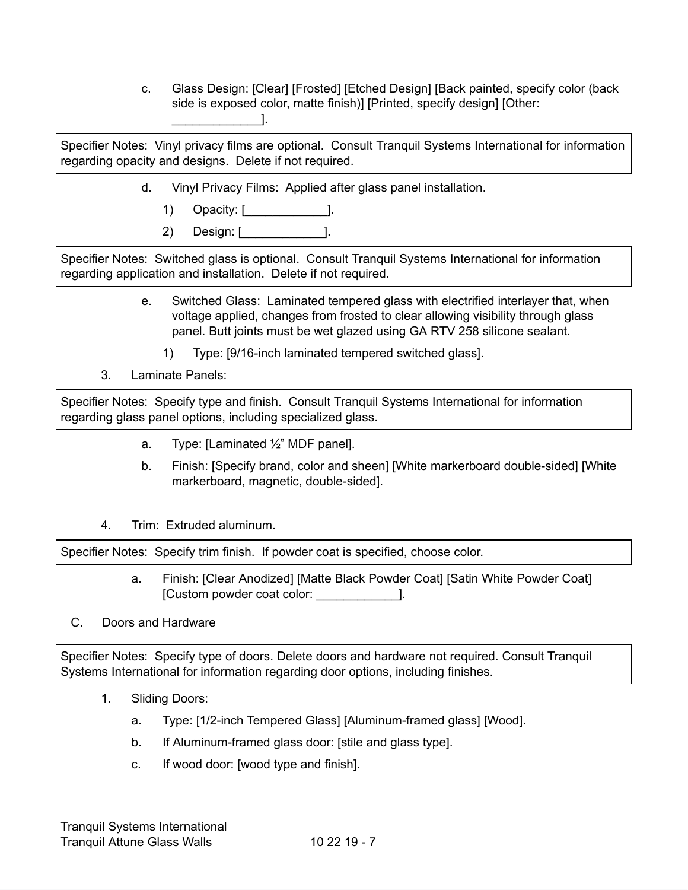c. Glass Design: [Clear] [Frosted] [Etched Design] [Back painted, specify color (back side is exposed color, matte finish)] [Printed, specify design] [Other: _____________].

> Specifier Notes: Vinyl privacy films are optional. Consult Tranquil Systems International for information regarding opacity and designs. Delete if not required.

d. Vinyl Privacy Films: Applied after glass panel installation.

1) Opacity: [____________].

2) Design: [____________].

> Specifier Notes: Switched glass is optional. Consult Tranquil Systems International for information regarding application and installation. Delete if not required.

e. Switched Glass: Laminated tempered glass with electrified interlayer that, when voltage applied, changes from frosted to clear allowing visibility through glass panel. Butt joints must be wet glazed using GA RTV 258 silicone sealant.

1) Type: [9/16-inch laminated tempered switched glass].

3. Laminate Panels:

> Specifier Notes: Specify type and finish. Consult Tranquil Systems International for information regarding glass panel options, including specialized glass.

a. Type: [Laminated ½" MDF panel].

b. Finish: [Specify brand, color and sheen] [White markerboard double-sided] [White markerboard, magnetic, double-sided].

4. Trim: Extruded aluminum.

> Specifier Notes: Specify trim finish. If powder coat is specified, choose color.

a. Finish: [Clear Anodized] [Matte Black Powder Coat] [Satin White Powder Coat] [Custom powder coat color: ____________].

C. Doors and Hardware

> Specifier Notes: Specify type of doors. Delete doors and hardware not required. Consult Tranquil Systems International for information regarding door options, including finishes.

1. Sliding Doors:

a. Type: [1/2-inch Tempered Glass] [Aluminum-framed glass] [Wood].

b. If Aluminum-framed glass door: [stile and glass type].

c. If wood door: [wood type and finish].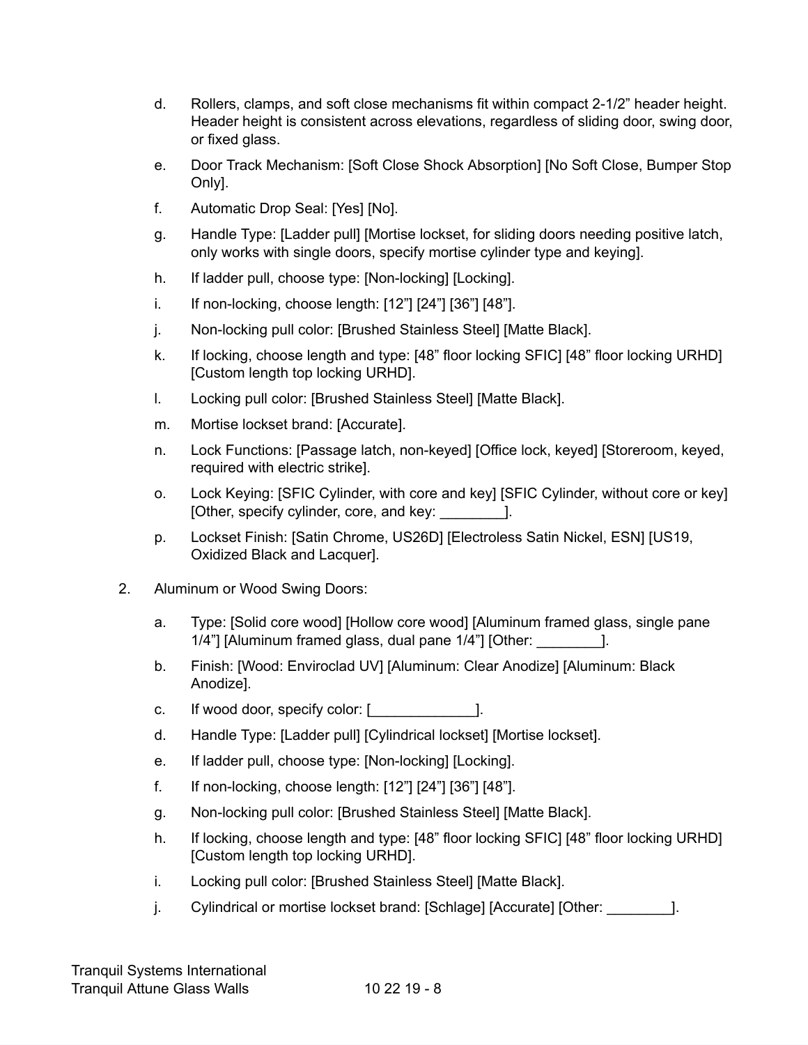d. Rollers, clamps, and soft close mechanisms fit within compact 2-1/2” header height. Header height is consistent across elevations, regardless of sliding door, swing door, or fixed glass.

e. Door Track Mechanism: [Soft Close Shock Absorption] [No Soft Close, Bumper Stop Only].

f. Automatic Drop Seal: [Yes] [No].

g. Handle Type: [Ladder pull] [Mortise lockset, for sliding doors needing positive latch, only works with single doors, specify mortise cylinder type and keying].

h. If ladder pull, choose type: [Non-locking] [Locking].

i. If non-locking, choose length: [12”] [24”] [36”] [48”].

j. Non-locking pull color: [Brushed Stainless Steel] [Matte Black].

k. If locking, choose length and type: [48” floor locking SFIC] [48” floor locking URHD] [Custom length top locking URHD].

l. Locking pull color: [Brushed Stainless Steel] [Matte Black].

m. Mortise lockset brand: [Accurate].

n. Lock Functions: [Passage latch, non-keyed] [Office lock, keyed] [Storeroom, keyed, required with electric strike].

o. Lock Keying: [SFIC Cylinder, with core and key] [SFIC Cylinder, without core or key] [Other, specify cylinder, core, and key: ________].

p. Lockset Finish: [Satin Chrome, US26D] [Electroless Satin Nickel, ESN] [US19, Oxidized Black and Lacquer].

2. Aluminum or Wood Swing Doors:

a. Type: [Solid core wood] [Hollow core wood] [Aluminum framed glass, single pane 1/4”] [Aluminum framed glass, dual pane 1/4”] [Other: ________].

b. Finish: [Wood: Enviroclad UV] [Aluminum: Clear Anodize] [Aluminum: Black Anodize].

c. If wood door, specify color: [_____________].

d. Handle Type: [Ladder pull] [Cylindrical lockset] [Mortise lockset].

e. If ladder pull, choose type: [Non-locking] [Locking].

f. If non-locking, choose length: [12”] [24”] [36”] [48”].

g. Non-locking pull color: [Brushed Stainless Steel] [Matte Black].

h. If locking, choose length and type: [48” floor locking SFIC] [48” floor locking URHD] [Custom length top locking URHD].

i. Locking pull color: [Brushed Stainless Steel] [Matte Black].

j. Cylindrical or mortise lockset brand: [Schlage] [Accurate] [Other: ________].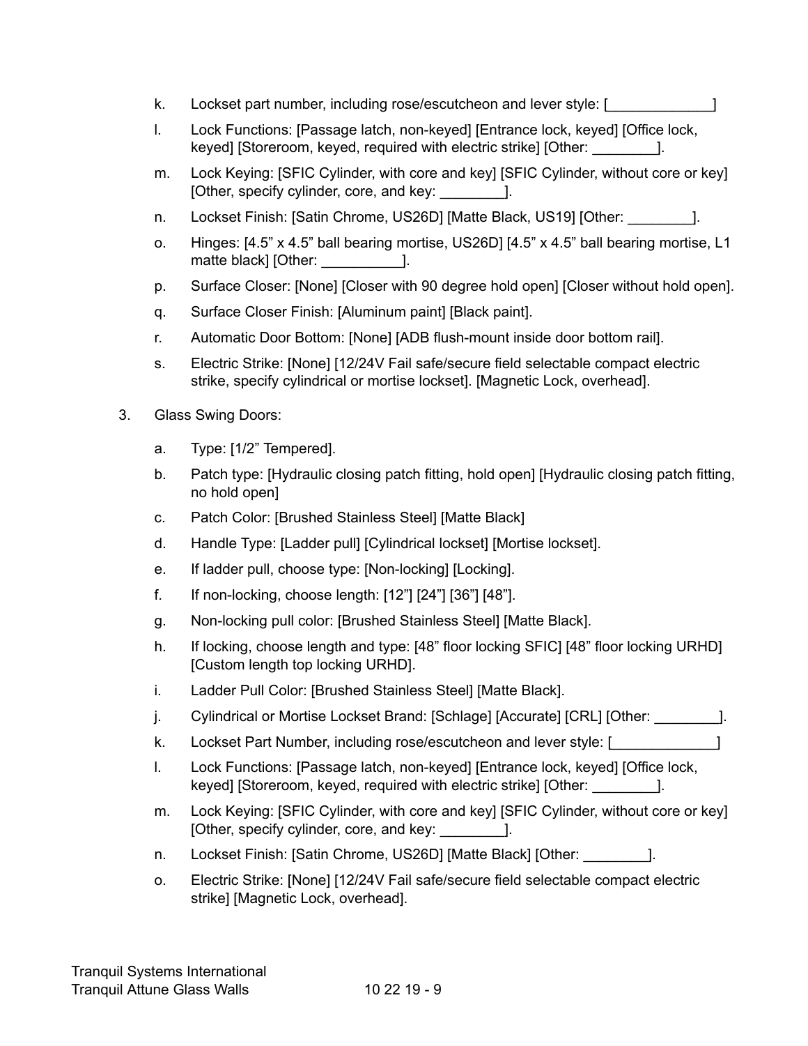k. Lockset part number, including rose/escutcheon and lever style: [_____________]

l. Lock Functions: [Passage latch, non-keyed] [Entrance lock, keyed] [Office lock, keyed] [Storeroom, keyed, required with electric strike] [Other: ________].

m. Lock Keying: [SFIC Cylinder, with core and key] [SFIC Cylinder, without core or key] [Other, specify cylinder, core, and key: ________].

n. Lockset Finish: [Satin Chrome, US26D] [Matte Black, US19] [Other: ________].

o. Hinges: [4.5” x 4.5” ball bearing mortise, US26D] [4.5” x 4.5” ball bearing mortise, L1 matte black] [Other: __________].

p. Surface Closer: [None] [Closer with 90 degree hold open] [Closer without hold open].

q. Surface Closer Finish: [Aluminum paint] [Black paint].

r. Automatic Door Bottom: [None] [ADB flush-mount inside door bottom rail].

s. Electric Strike: [None] [12/24V Fail safe/secure field selectable compact electric strike, specify cylindrical or mortise lockset]. [Magnetic Lock, overhead].

3. Glass Swing Doors:

a. Type: [1/2” Tempered].

b. Patch type: [Hydraulic closing patch fitting, hold open] [Hydraulic closing patch fitting, no hold open]

c. Patch Color: [Brushed Stainless Steel] [Matte Black]

d. Handle Type: [Ladder pull] [Cylindrical lockset] [Mortise lockset].

e. If ladder pull, choose type: [Non-locking] [Locking].

f. If non-locking, choose length: [12”] [24”] [36”] [48”].

g. Non-locking pull color: [Brushed Stainless Steel] [Matte Black].

h. If locking, choose length and type: [48” floor locking SFIC] [48” floor locking URHD] [Custom length top locking URHD].

i. Ladder Pull Color: [Brushed Stainless Steel] [Matte Black].

j. Cylindrical or Mortise Lockset Brand: [Schlage] [Accurate] [CRL] [Other: ________].

k. Lockset Part Number, including rose/escutcheon and lever style: [_____________]

l. Lock Functions: [Passage latch, non-keyed] [Entrance lock, keyed] [Office lock, keyed] [Storeroom, keyed, required with electric strike] [Other: ________].

m. Lock Keying: [SFIC Cylinder, with core and key] [SFIC Cylinder, without core or key] [Other, specify cylinder, core, and key: ________].

n. Lockset Finish: [Satin Chrome, US26D] [Matte Black] [Other: ________].

o. Electric Strike: [None] [12/24V Fail safe/secure field selectable compact electric strike] [Magnetic Lock, overhead].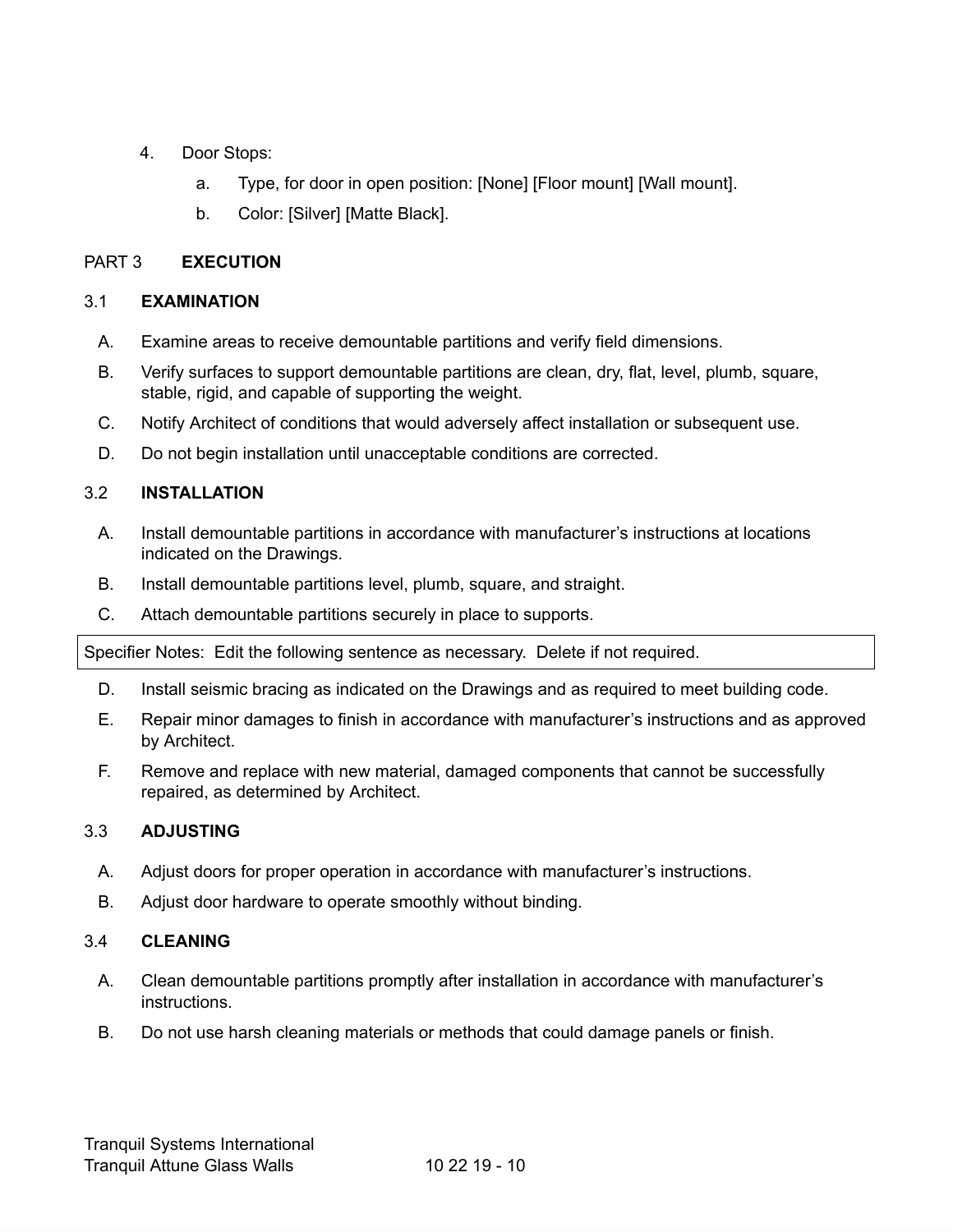4. Door Stops:
    a. Type, for door in open position: [None] [Floor mount] [Wall mount].
    b. Color: [Silver] [Matte Black].

## PART 3 **EXECUTION**

### 3.1 **EXAMINATION**

A. Examine areas to receive demountable partitions and verify field dimensions.

B. Verify surfaces to support demountable partitions are clean, dry, flat, level, plumb, square, stable, rigid, and capable of supporting the weight.

C. Notify Architect of conditions that would adversely affect installation or subsequent use.

D. Do not begin installation until unacceptable conditions are corrected.

### 3.2 **INSTALLATION**

A. Install demountable partitions in accordance with manufacturer's instructions at locations indicated on the Drawings.

B. Install demountable partitions level, plumb, square, and straight.

C. Attach demountable partitions securely in place to supports.

> Specifier Notes: Edit the following sentence as necessary. Delete if not required.

D. Install seismic bracing as indicated on the Drawings and as required to meet building code.

E. Repair minor damages to finish in accordance with manufacturer's instructions and as approved by Architect.

F. Remove and replace with new material, damaged components that cannot be successfully repaired, as determined by Architect.

### 3.3 **ADJUSTING**

A. Adjust doors for proper operation in accordance with manufacturer's instructions.

B. Adjust door hardware to operate smoothly without binding.

### 3.4 **CLEANING**

A. Clean demountable partitions promptly after installation in accordance with manufacturer's instructions.

B. Do not use harsh cleaning materials or methods that could damage panels or finish.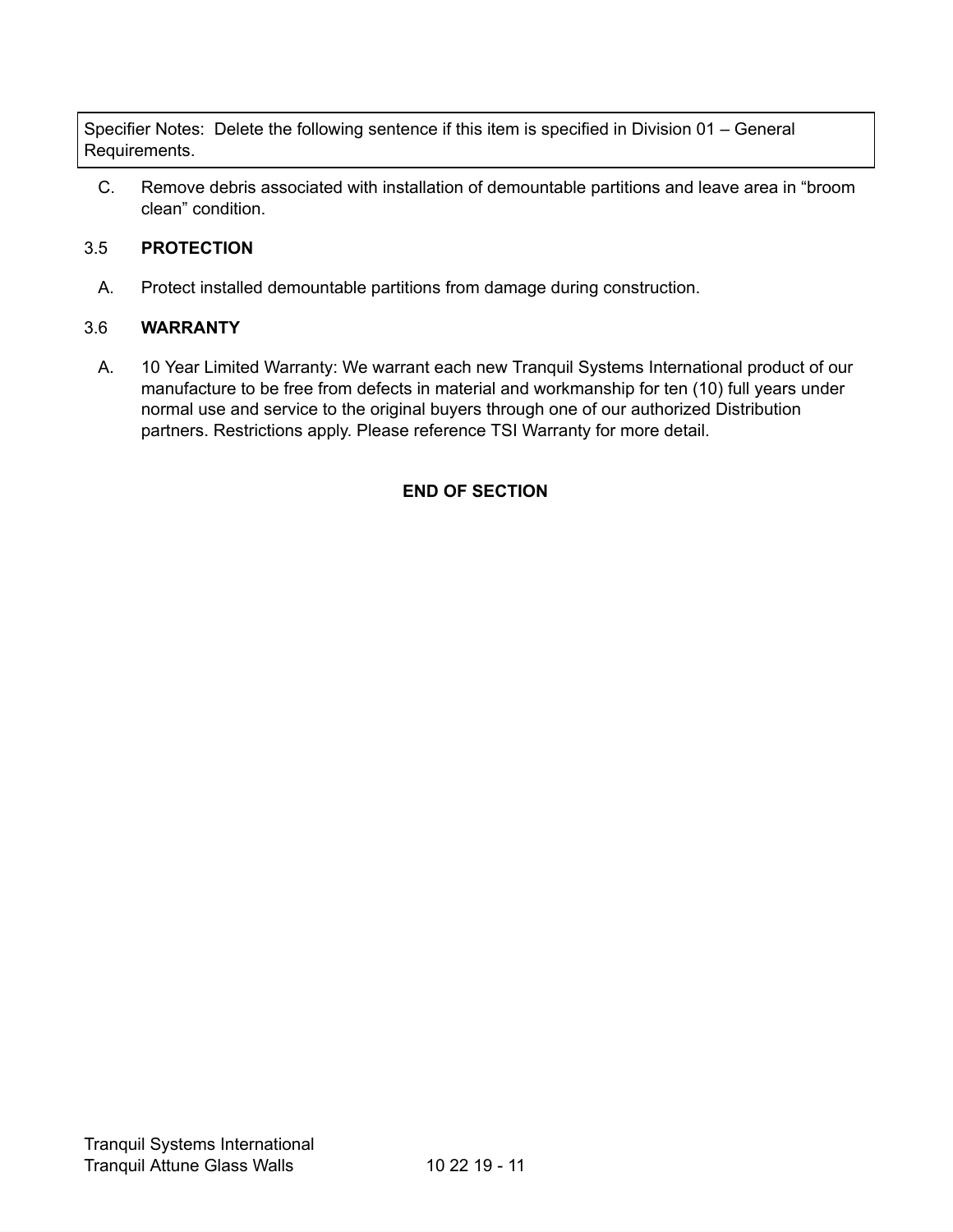Specifier Notes: Delete the following sentence if this item is specified in Division 01 – General Requirements.

C. Remove debris associated with installation of demountable partitions and leave area in “broom clean” condition.

### 3.5 PROTECTION

A. Protect installed demountable partitions from damage during construction.

### 3.6 WARRANTY

A. 10 Year Limited Warranty: We warrant each new Tranquil Systems International product of our manufacture to be free from defects in material and workmanship for ten (10) full years under normal use and service to the original buyers through one of our authorized Distribution partners. Restrictions apply. Please reference TSI Warranty for more detail.

**END OF SECTION**